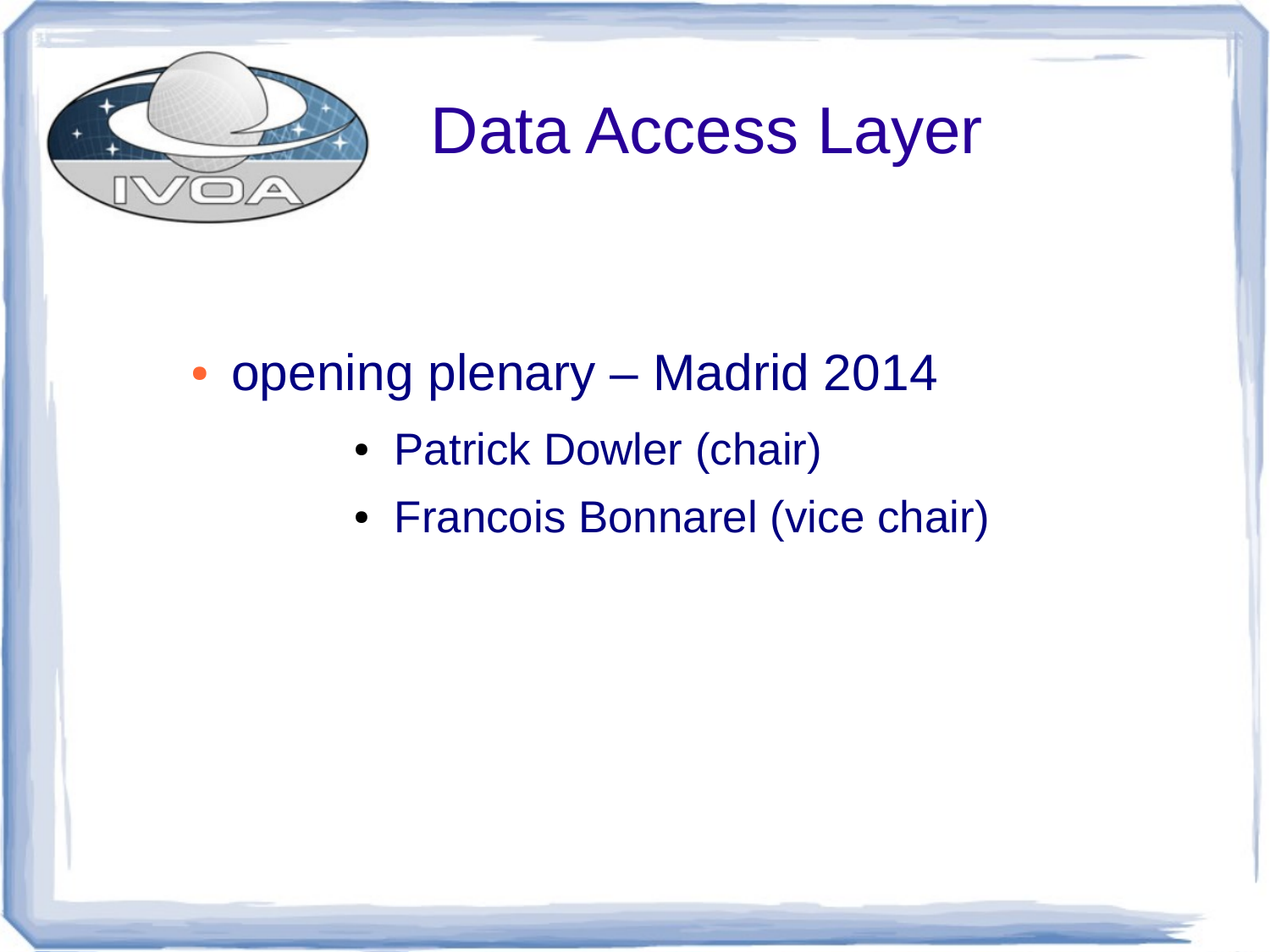# Data Access Layer

- opening plenary – Madrid 2014
  - Patrick Dowler (chair)
  - Francois Bonnarel (vice chair)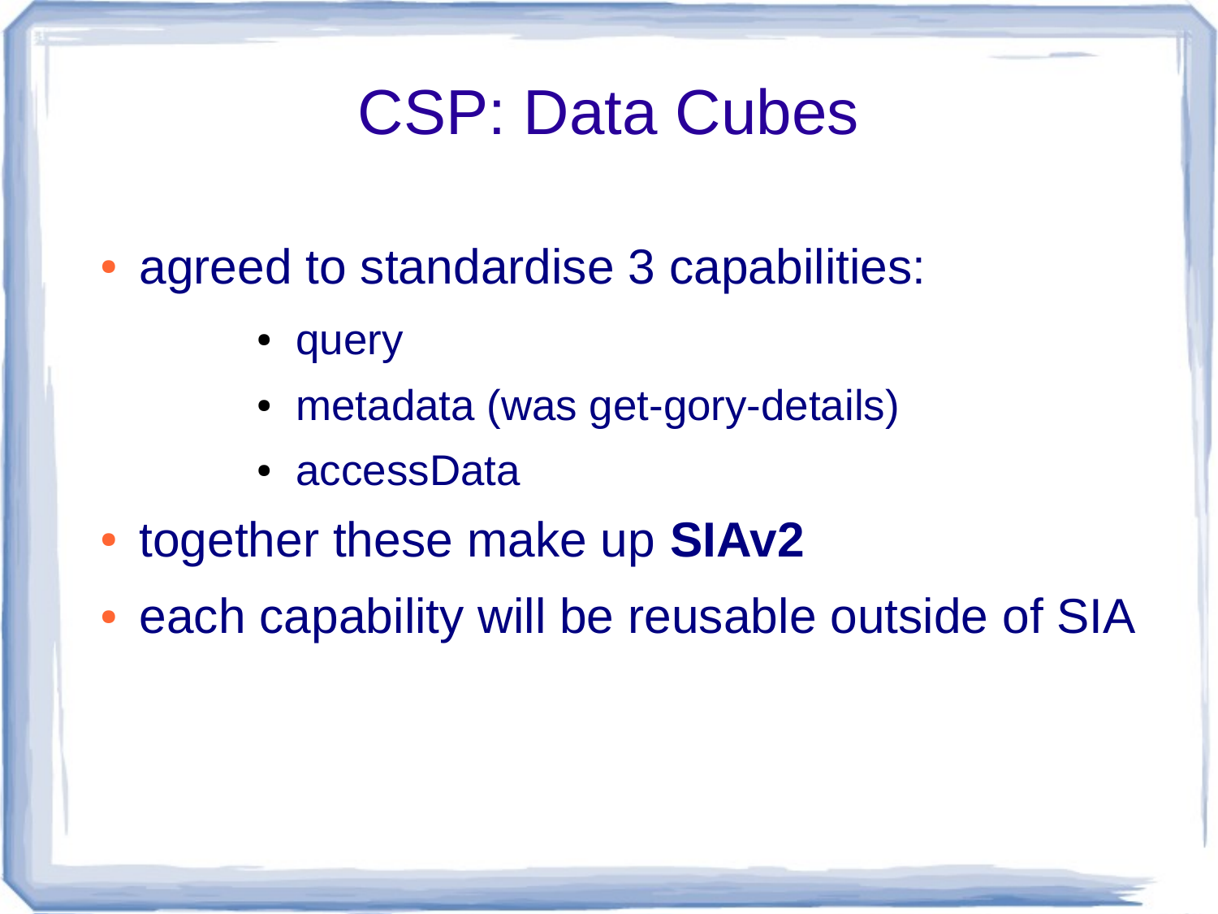# CSP: Data Cubes

- agreed to standardise 3 capabilities:
  - query
  - metadata (was get-gory-details)
  - accessData
- together these make up **SIAv2**
- each capability will be reusable outside of SIA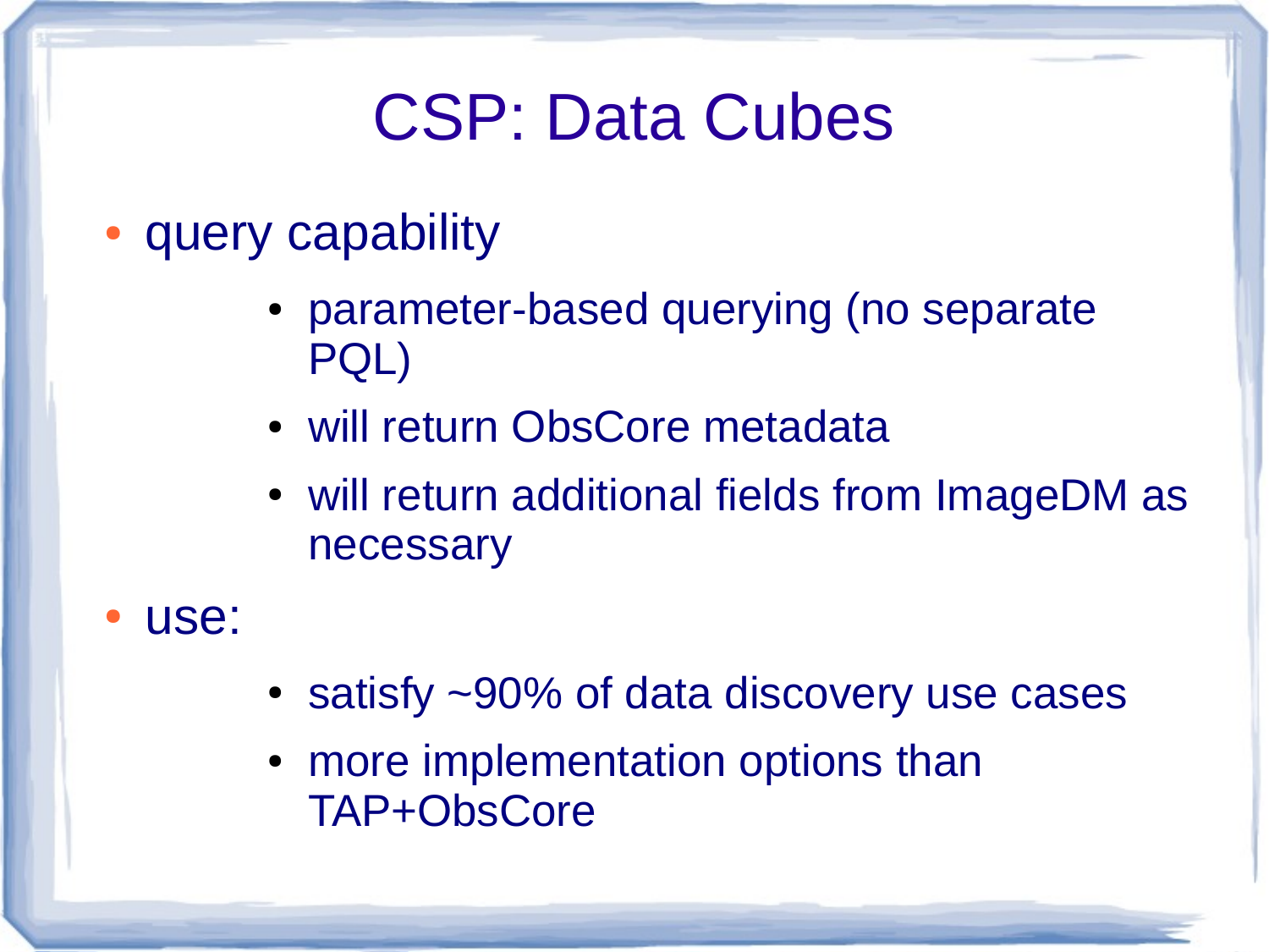# CSP: Data Cubes

- query capability
  - parameter-based querying (no separate PQL)
  - will return ObsCore metadata
  - will return additional fields from ImageDM as necessary
- use:
  - satisfy ~90% of data discovery use cases
  - more implementation options than TAP+ObsCore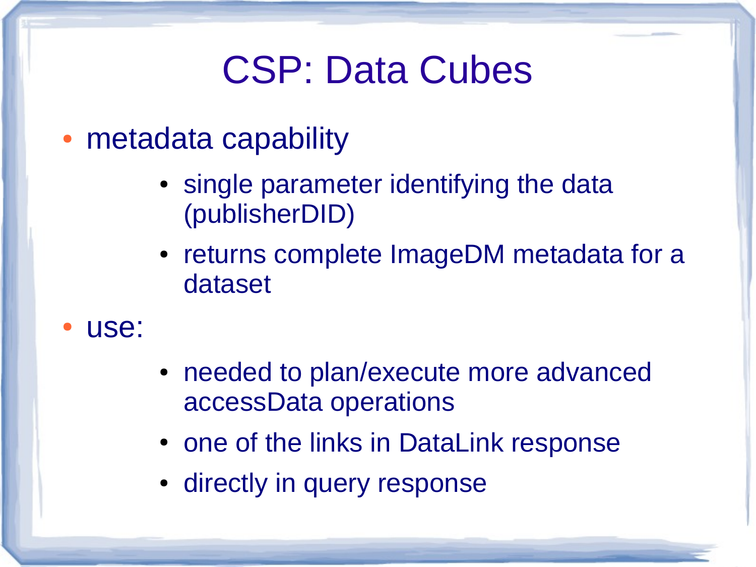# CSP: Data Cubes

- metadata capability
  - single parameter identifying the data (publisherDID)
  - returns complete ImageDM metadata for a dataset
- use:
  - needed to plan/execute more advanced accessData operations
  - one of the links in DataLink response
  - directly in query response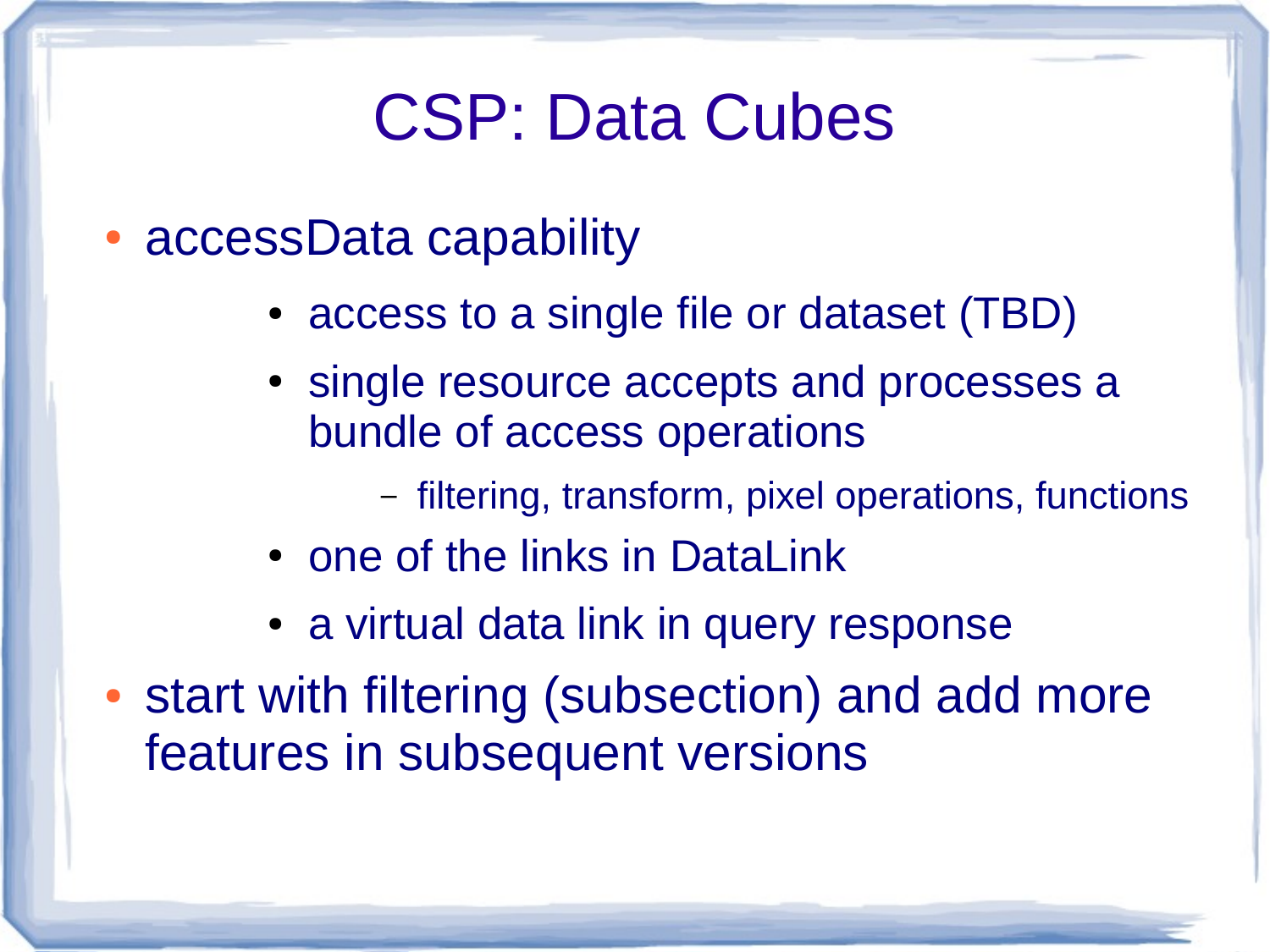# CSP: Data Cubes

- accessData capability
  - access to a single file or dataset (TBD)
  - single resource accepts and processes a bundle of access operations
    - filtering, transform, pixel operations, functions
  - one of the links in DataLink
  - a virtual data link in query response
- start with filtering (subsection) and add more features in subsequent versions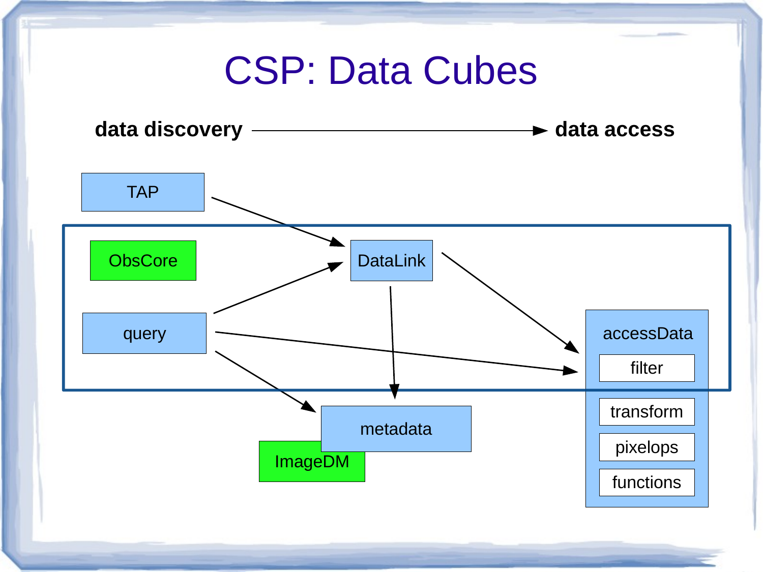# CSP: Data Cubes

**data discovery** ⟶ **data access**

TAP

ObsCore

DataLink

query

accessData

filter

transform

pixelops

functions

metadata

ImageDM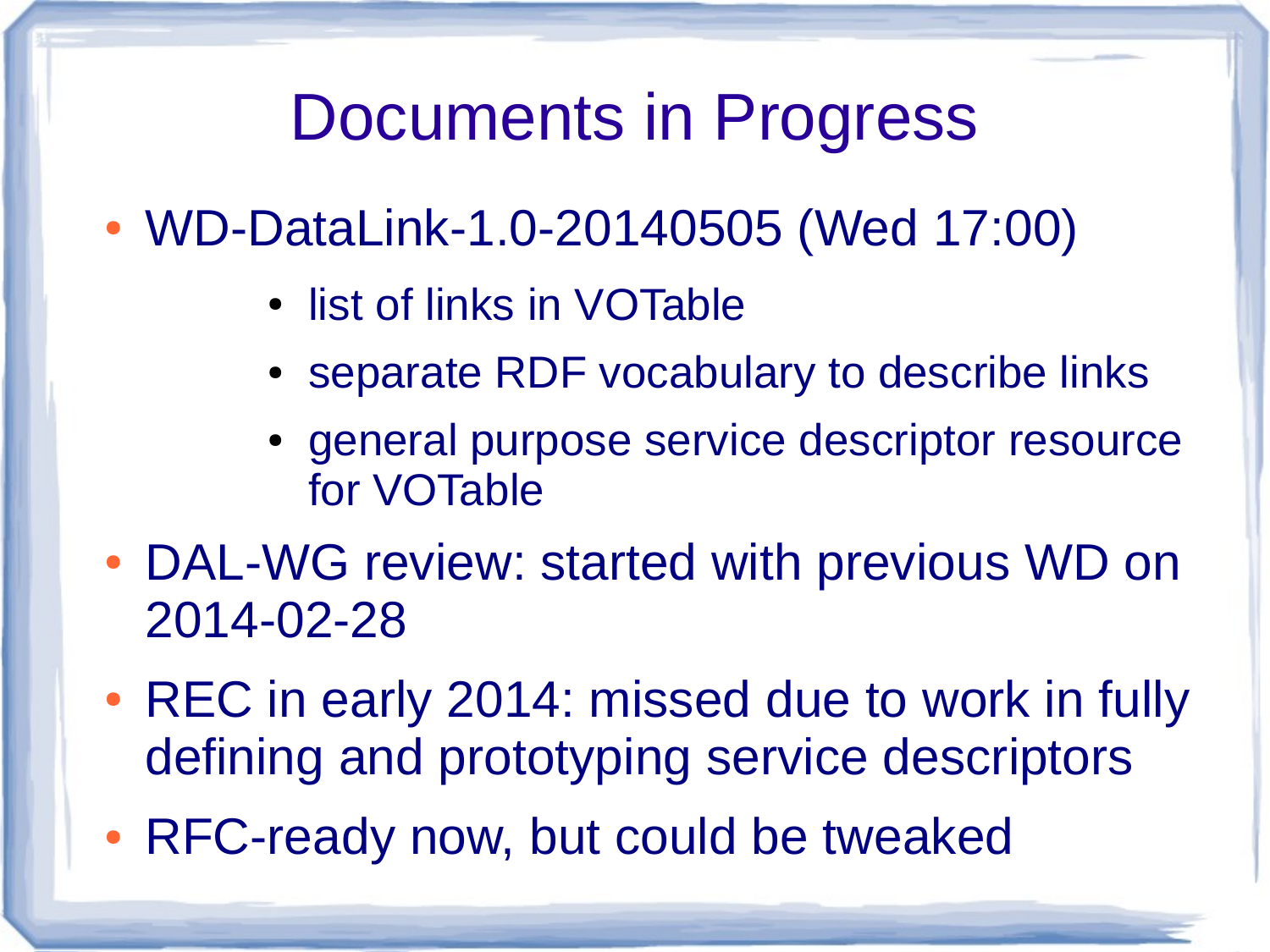# Documents in Progress

- WD-DataLink-1.0-20140505 (Wed 17:00)
  - list of links in VOTable
  - separate RDF vocabulary to describe links
  - general purpose service descriptor resource for VOTable
- DAL-WG review: started with previous WD on 2014-02-28
- REC in early 2014: missed due to work in fully defining and prototyping service descriptors
- RFC-ready now, but could be tweaked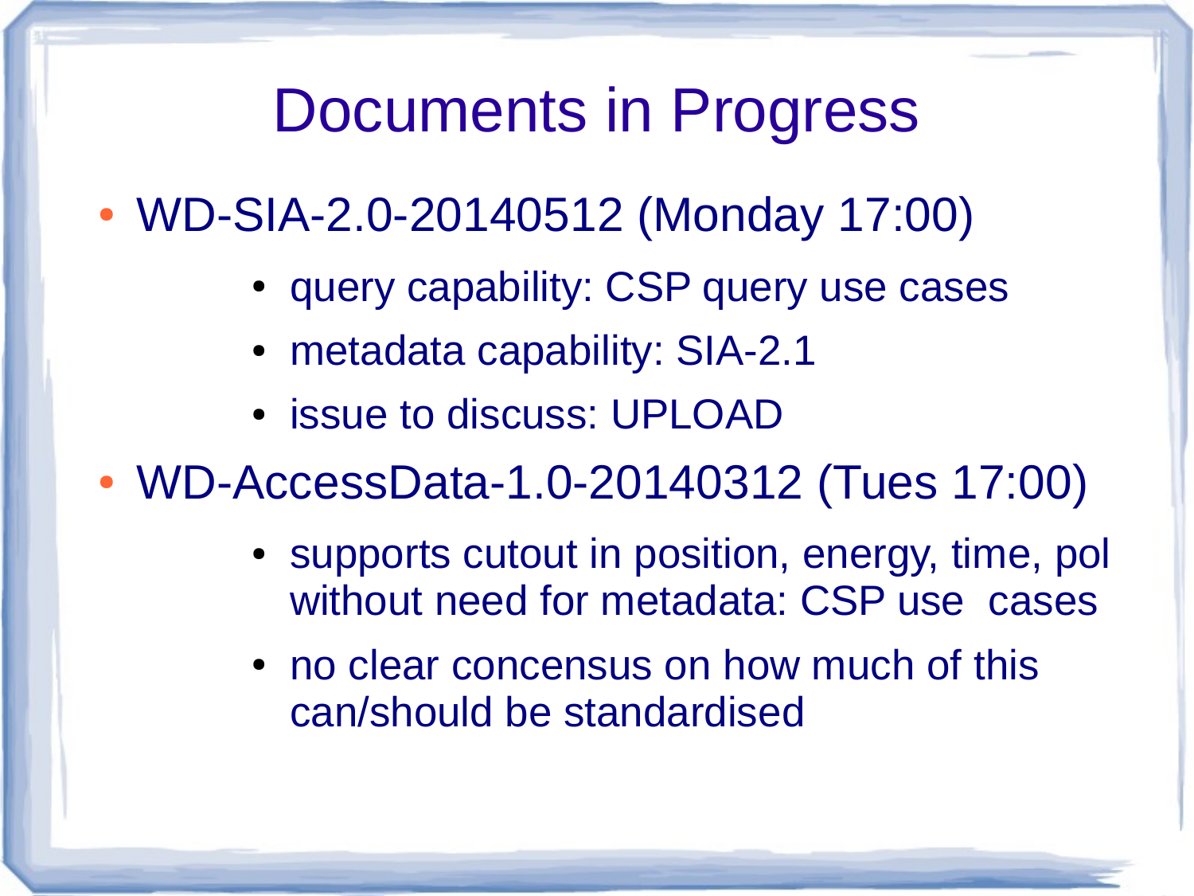# Documents in Progress

- WD-SIA-2.0-20140512 (Monday 17:00)
  - query capability: CSP query use cases
  - metadata capability: SIA-2.1
  - issue to discuss: UPLOAD
- WD-AccessData-1.0-20140312 (Tues 17:00)
  - supports cutout in position, energy, time, pol without need for metadata: CSP use cases
  - no clear concensus on how much of this can/should be standardised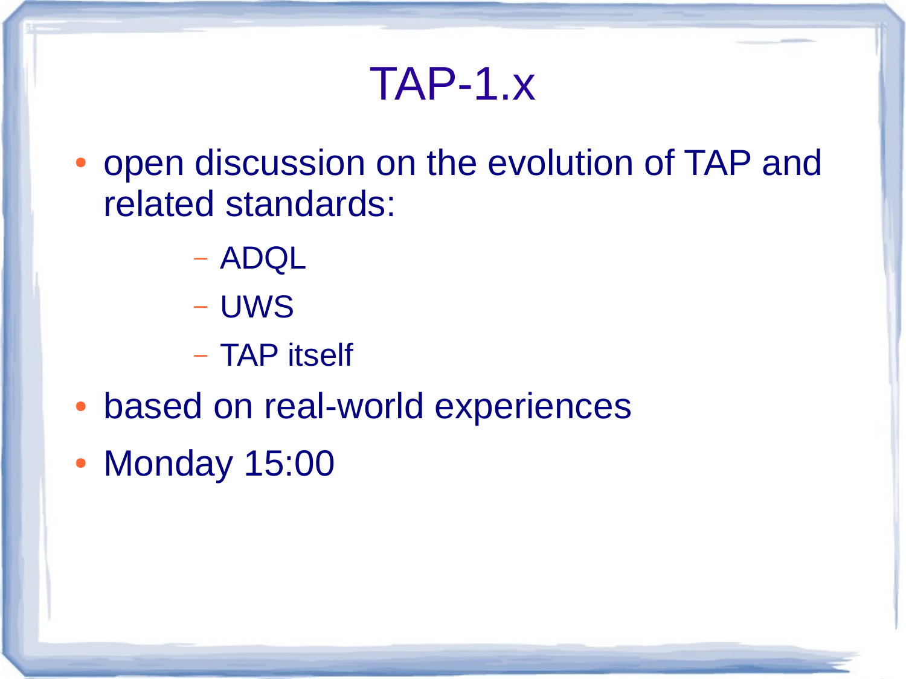# TAP-1.x

- open discussion on the evolution of TAP and related standards:
  - ADQL
  - UWS
  - TAP itself
- based on real-world experiences
- Monday 15:00